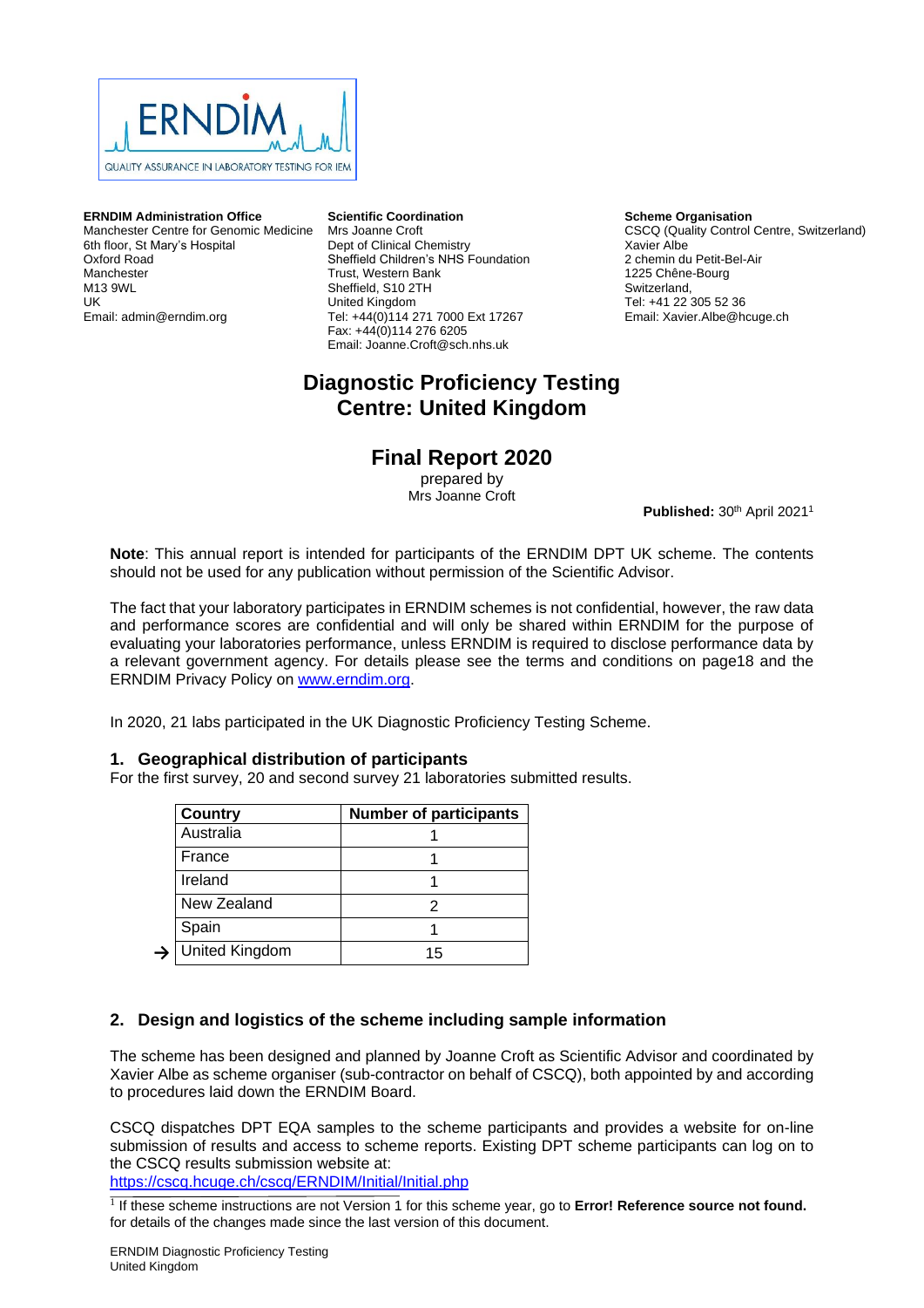**ERNDIM Administration Office**
Manchester Centre for Genomic Medicine
6th floor, St Mary's Hospital
Oxford Road
Manchester
M13 9WL
UK
Email: admin@erndim.org

**Scientific Coordination**
Mrs Joanne Croft
Dept of Clinical Chemistry
Sheffield Children's NHS Foundation Trust, Western Bank
Sheffield, S10 2TH
United Kingdom
Tel: +44(0)114 271 7000 Ext 17267
Fax: +44(0)114 276 6205
Email: Joanne.Croft@sch.nhs.uk

**Scheme Organisation**
CSCQ (Quality Control Centre, Switzerland)
Xavier Albe
2 chemin du Petit-Bel-Air
1225 Chêne-Bourg
Switzerland,
Tel: +41 22 305 52 36
Email: Xavier.Albe@hcuge.ch

# Diagnostic Proficiency Testing
# Centre: United Kingdom

## Final Report 2020

prepared by
Mrs Joanne Croft

**Published:** 30th April 2021[1]

**Note**: This annual report is intended for participants of the ERNDIM DPT UK scheme. The contents should not be used for any publication without permission of the Scientific Advisor.

The fact that your laboratory participates in ERNDIM schemes is not confidential, however, the raw data and performance scores are confidential and will only be shared within ERNDIM for the purpose of evaluating your laboratories performance, unless ERNDIM is required to disclose performance data by a relevant government agency. For details please see the terms and conditions on page18 and the ERNDIM Privacy Policy on [www.erndim.org](www.erndim.org).

In 2020, 21 labs participated in the UK Diagnostic Proficiency Testing Scheme.

### 1. Geographical distribution of participants

For the first survey, 20 and second survey 21 laboratories submitted results.

| Country | Number of participants |
|---|---|
| Australia | 1 |
| France | 1 |
| Ireland | 1 |
| New Zealand | 2 |
| Spain | 1 |
| → United Kingdom | 15 |

### 2. Design and logistics of the scheme including sample information

The scheme has been designed and planned by Joanne Croft as Scientific Advisor and coordinated by Xavier Albe as scheme organiser (sub-contractor on behalf of CSCQ), both appointed by and according to procedures laid down the ERNDIM Board.

CSCQ dispatches DPT EQA samples to the scheme participants and provides a website for on-line submission of results and access to scheme reports. Existing DPT scheme participants can log on to the CSCQ results submission website at:
[https://cscq.hcuge.ch/cscq/ERNDIM/Initial/Initial.php](https://cscq.hcuge.ch/cscq/ERNDIM/Initial/Initial.php)

[1] If these scheme instructions are not Version 1 for this scheme year, go to **Error! Reference source not found.** for details of the changes made since the last version of this document.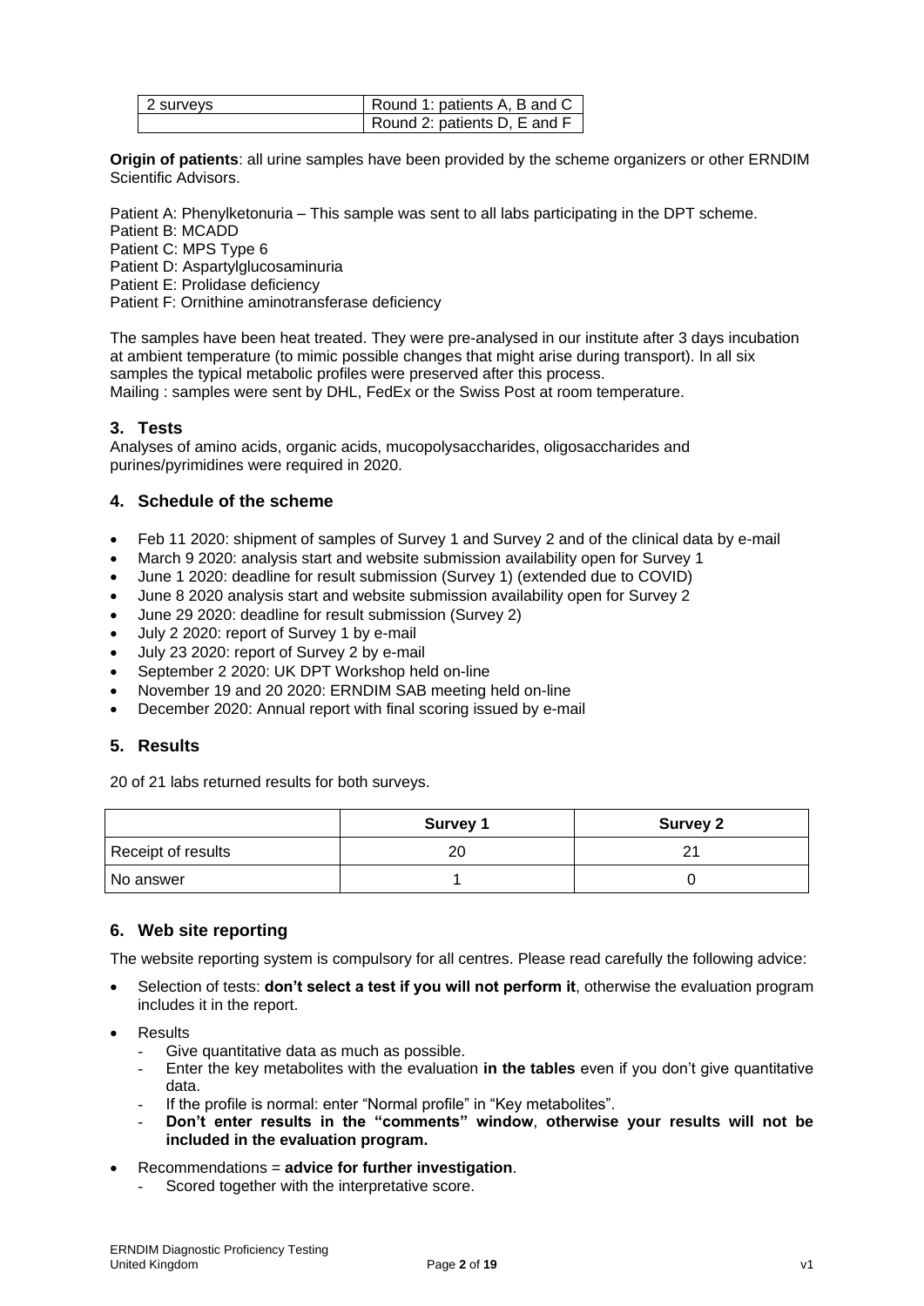| 2 surveys | Round 1: patients A, B and C |
| --- | --- |
| | Round 2: patients D, E and F |

**Origin of patients**: all urine samples have been provided by the scheme organizers or other ERNDIM Scientific Advisors.

Patient A: Phenylketonuria – This sample was sent to all labs participating in the DPT scheme.
Patient B: MCADD
Patient C: MPS Type 6
Patient D: Aspartylglucosaminuria
Patient E: Prolidase deficiency
Patient F: Ornithine aminotransferase deficiency

The samples have been heat treated. They were pre-analysed in our institute after 3 days incubation at ambient temperature (to mimic possible changes that might arise during transport). In all six samples the typical metabolic profiles were preserved after this process.
Mailing : samples were sent by DHL, FedEx or the Swiss Post at room temperature.

## 3. Tests

Analyses of amino acids, organic acids, mucopolysaccharides, oligosaccharides and purines/pyrimidines were required in 2020.

## 4. Schedule of the scheme

- Feb 11 2020: shipment of samples of Survey 1 and Survey 2 and of the clinical data by e-mail
- March 9 2020: analysis start and website submission availability open for Survey 1
- June 1 2020: deadline for result submission (Survey 1) (extended due to COVID)
- June 8 2020 analysis start and website submission availability open for Survey 2
- June 29 2020: deadline for result submission (Survey 2)
- July 2 2020: report of Survey 1 by e-mail
- July 23 2020: report of Survey 2 by e-mail
- September 2 2020: UK DPT Workshop held on-line
- November 19 and 20 2020: ERNDIM SAB meeting held on-line
- December 2020: Annual report with final scoring issued by e-mail

## 5. Results

20 of 21 labs returned results for both surveys.

| | Survey 1 | Survey 2 |
| --- | --- | --- |
| Receipt of results | 20 | 21 |
| No answer | 1 | 0 |

## 6. Web site reporting

The website reporting system is compulsory for all centres. Please read carefully the following advice:

- Selection of tests: **don't select a test if you will not perform it**, otherwise the evaluation program includes it in the report.
- Results
  - Give quantitative data as much as possible.
  - Enter the key metabolites with the evaluation **in the tables** even if you don't give quantitative data.
  - If the profile is normal: enter "Normal profile" in "Key metabolites".
  - **Don't enter results in the "comments" window**, **otherwise your results will not be included in the evaluation program.**
- Recommendations = **advice for further investigation**.
  - Scored together with the interpretative score.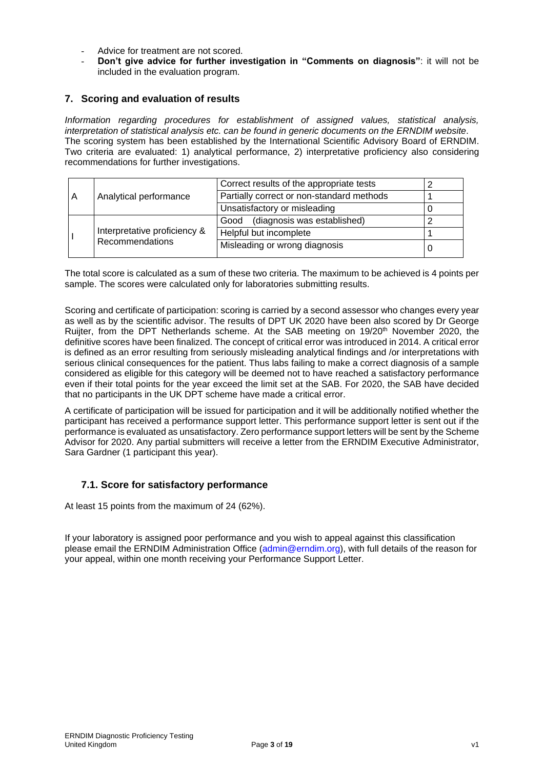- Advice for treatment are not scored.
- **Don't give advice for further investigation in "Comments on diagnosis"**: it will not be included in the evaluation program.

## 7. Scoring and evaluation of results

*Information regarding procedures for establishment of assigned values, statistical analysis, interpretation of statistical analysis etc. can be found in generic documents on the ERNDIM website*.
The scoring system has been established by the International Scientific Advisory Board of ERNDIM. Two criteria are evaluated: 1) analytical performance, 2) interpretative proficiency also considering recommendations for further investigations.

| | | | |
|---|---|---|---|
| A | Analytical performance | Correct results of the appropriate tests | 2 |
| | | Partially correct or non-standard methods | 1 |
| | | Unsatisfactory or misleading | 0 |
| I | Interpretative proficiency & Recommendations | Good (diagnosis was established) | 2 |
| | | Helpful but incomplete | 1 |
| | | Misleading or wrong diagnosis | 0 |

The total score is calculated as a sum of these two criteria. The maximum to be achieved is 4 points per sample. The scores were calculated only for laboratories submitting results.

Scoring and certificate of participation: scoring is carried by a second assessor who changes every year as well as by the scientific advisor. The results of DPT UK 2020 have been also scored by Dr George Ruijter, from the DPT Netherlands scheme. At the SAB meeting on 19/20th November 2020, the definitive scores have been finalized. The concept of critical error was introduced in 2014. A critical error is defined as an error resulting from seriously misleading analytical findings and /or interpretations with serious clinical consequences for the patient. Thus labs failing to make a correct diagnosis of a sample considered as eligible for this category will be deemed not to have reached a satisfactory performance even if their total points for the year exceed the limit set at the SAB. For 2020, the SAB have decided that no participants in the UK DPT scheme have made a critical error.

A certificate of participation will be issued for participation and it will be additionally notified whether the participant has received a performance support letter. This performance support letter is sent out if the performance is evaluated as unsatisfactory. Zero performance support letters will be sent by the Scheme Advisor for 2020. Any partial submitters will receive a letter from the ERNDIM Executive Administrator, Sara Gardner (1 participant this year).

### 7.1. Score for satisfactory performance

At least 15 points from the maximum of 24 (62%).

If your laboratory is assigned poor performance and you wish to appeal against this classification please email the ERNDIM Administration Office (admin@erndim.org), with full details of the reason for your appeal, within one month receiving your Performance Support Letter.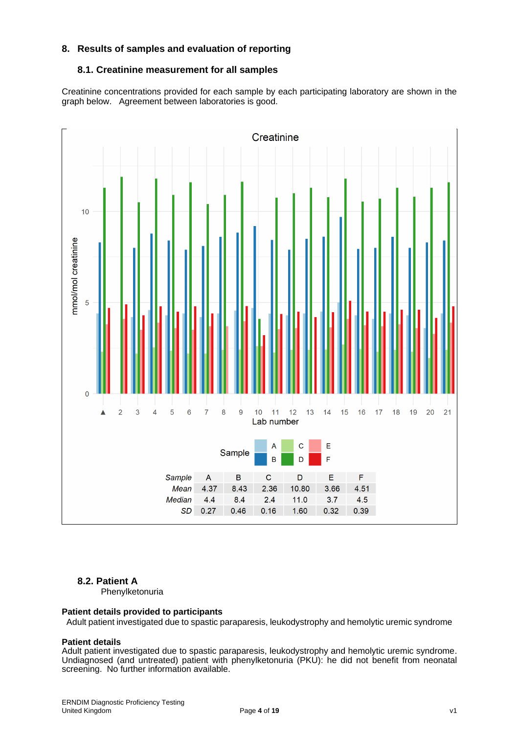## 8. Results of samples and evaluation of reporting

### 8.1. Creatinine measurement for all samples

Creatinine concentrations provided for each sample by each participating laboratory are shown in the graph below. Agreement between laboratories is good.

| Sample | A | B | C | D | E | F |
|---|---|---|---|---|---|---|
| Mean | 4.37 | 8.43 | 2.36 | 10.80 | 3.66 | 4.51 |
| Median | 4.4 | 8.4 | 2.4 | 11.0 | 3.7 | 4.5 |
| SD | 0.27 | 0.46 | 0.16 | 1.60 | 0.32 | 0.39 |

### 8.2. Patient A

Phenylketonuria

**Patient details provided to participants**

Adult patient investigated due to spastic paraparesis, leukodystrophy and hemolytic uremic syndrome

**Patient details**

Adult patient investigated due to spastic paraparesis, leukodystrophy and hemolytic uremic syndrome. Undiagnosed (and untreated) patient with phenylketonuria (PKU): he did not benefit from neonatal screening. No further information available.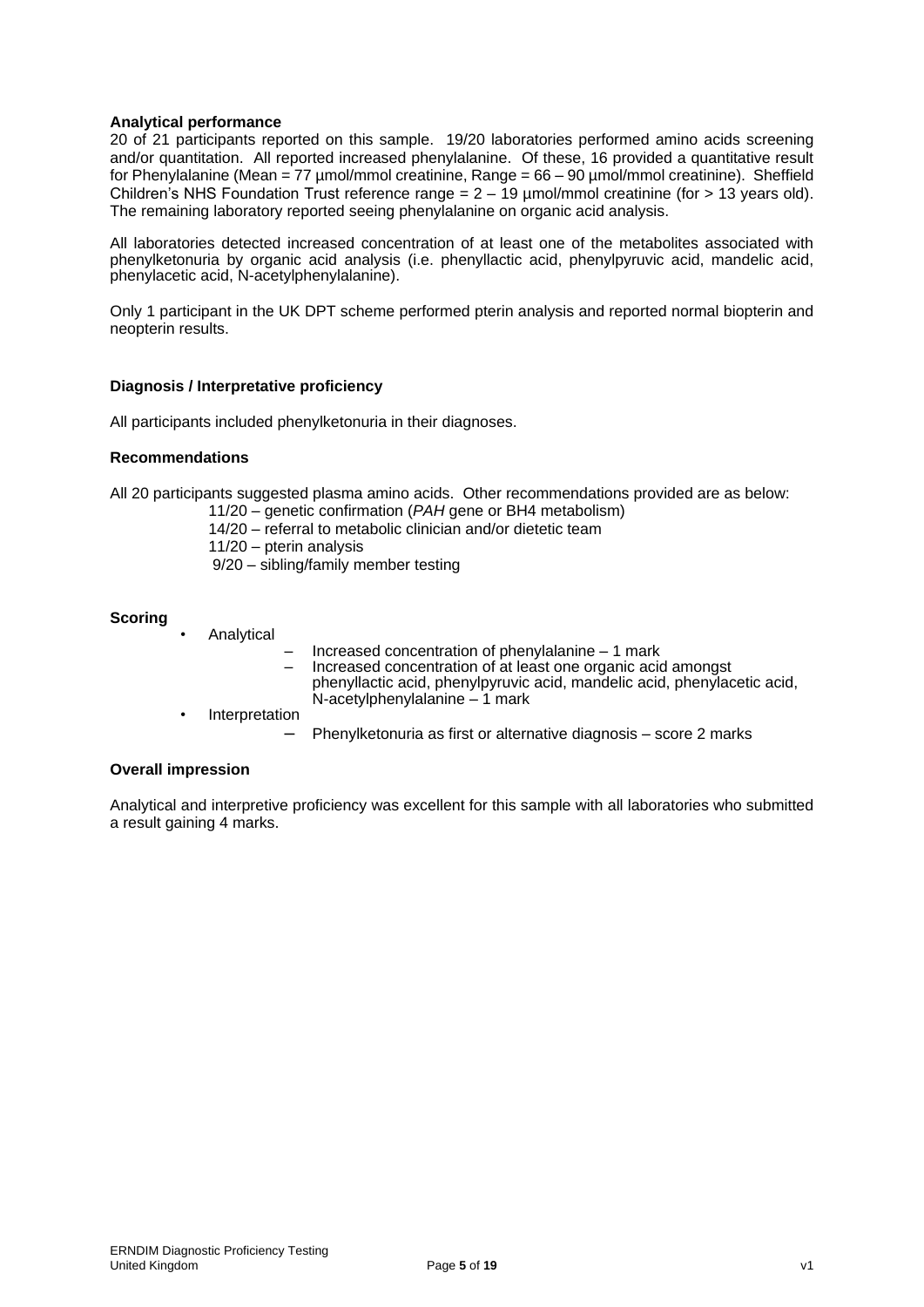**Analytical performance**

20 of 21 participants reported on this sample. 19/20 laboratories performed amino acids screening and/or quantitation. All reported increased phenylalanine. Of these, 16 provided a quantitative result for Phenylalanine (Mean = 77 µmol/mmol creatinine, Range = 66 – 90 µmol/mmol creatinine). Sheffield Children's NHS Foundation Trust reference range = 2 – 19 µmol/mmol creatinine (for > 13 years old). The remaining laboratory reported seeing phenylalanine on organic acid analysis.

All laboratories detected increased concentration of at least one of the metabolites associated with phenylketonuria by organic acid analysis (i.e. phenyllactic acid, phenylpyruvic acid, mandelic acid, phenylacetic acid, N-acetylphenylalanine).

Only 1 participant in the UK DPT scheme performed pterin analysis and reported normal biopterin and neopterin results.

**Diagnosis / Interpretative proficiency**

All participants included phenylketonuria in their diagnoses.

**Recommendations**

All 20 participants suggested plasma amino acids. Other recommendations provided are as below:

- 11/20 – genetic confirmation (*PAH* gene or BH4 metabolism)
- 14/20 – referral to metabolic clinician and/or dietetic team
- 11/20 – pterin analysis
- 9/20 – sibling/family member testing

**Scoring**

- Analytical
  - Increased concentration of phenylalanine – 1 mark
  - Increased concentration of at least one organic acid amongst phenyllactic acid, phenylpyruvic acid, mandelic acid, phenylacetic acid, N-acetylphenylalanine – 1 mark
- Interpretation
  - Phenylketonuria as first or alternative diagnosis – score 2 marks

**Overall impression**

Analytical and interpretive proficiency was excellent for this sample with all laboratories who submitted a result gaining 4 marks.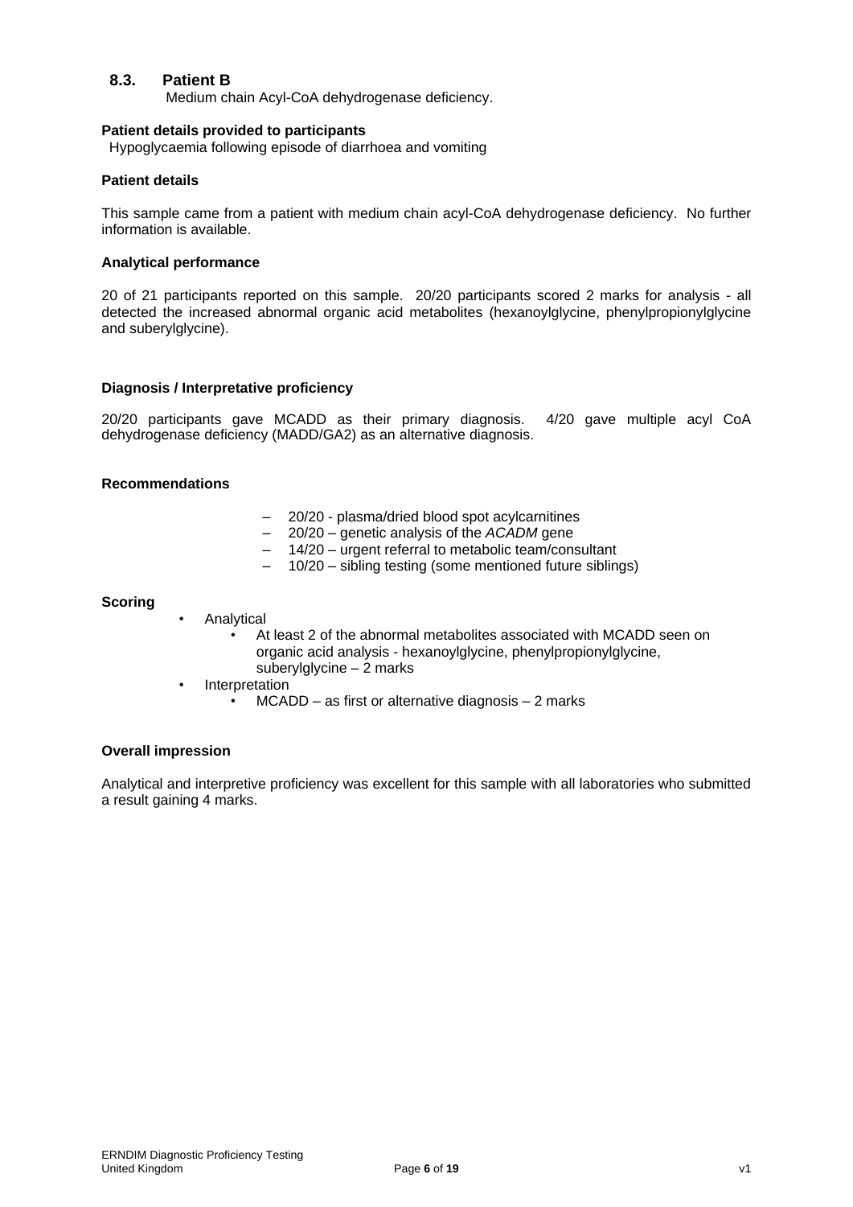### 8.3. Patient B

Medium chain Acyl-CoA dehydrogenase deficiency.

**Patient details provided to participants**

Hypoglycaemia following episode of diarrhoea and vomiting

**Patient details**

This sample came from a patient with medium chain acyl-CoA dehydrogenase deficiency. No further information is available.

**Analytical performance**

20 of 21 participants reported on this sample. 20/20 participants scored 2 marks for analysis - all detected the increased abnormal organic acid metabolites (hexanoylglycine, phenylpropionylglycine and suberylglycine).

**Diagnosis / Interpretative proficiency**

20/20 participants gave MCADD as their primary diagnosis. 4/20 gave multiple acyl CoA dehydrogenase deficiency (MADD/GA2) as an alternative diagnosis.

**Recommendations**

- 20/20 - plasma/dried blood spot acylcarnitines
- 20/20 – genetic analysis of the *ACADM* gene
- 14/20 – urgent referral to metabolic team/consultant
- 10/20 – sibling testing (some mentioned future siblings)

**Scoring**

- Analytical
  - At least 2 of the abnormal metabolites associated with MCADD seen on organic acid analysis - hexanoylglycine, phenylpropionylglycine, suberylglycine – 2 marks
- Interpretation
  - MCADD – as first or alternative diagnosis – 2 marks

**Overall impression**

Analytical and interpretive proficiency was excellent for this sample with all laboratories who submitted a result gaining 4 marks.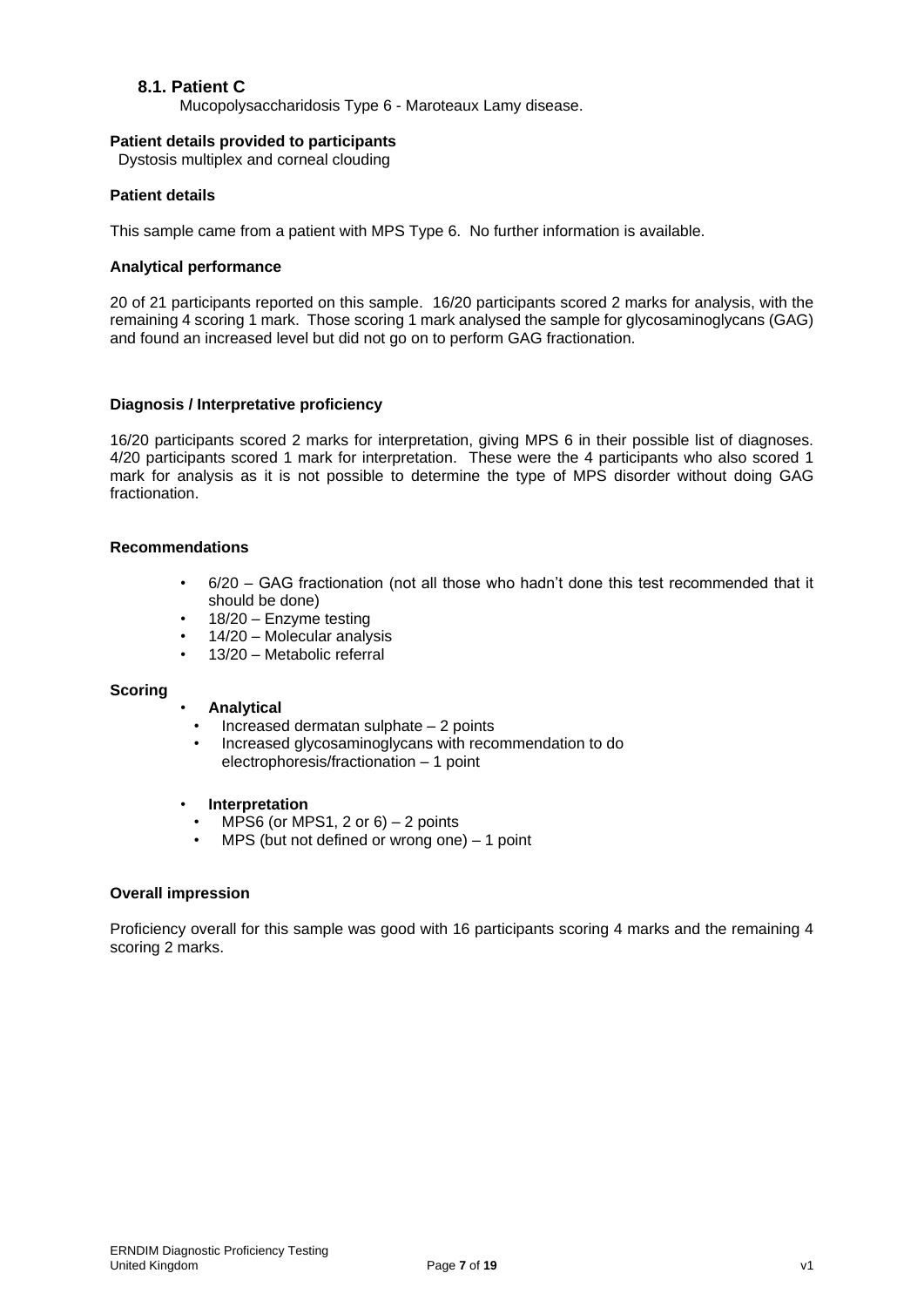### 8.1. Patient C

Mucopolysaccharidosis Type 6 - Maroteaux Lamy disease.

**Patient details provided to participants**

Dystosis multiplex and corneal clouding

**Patient details**

This sample came from a patient with MPS Type 6. No further information is available.

**Analytical performance**

20 of 21 participants reported on this sample. 16/20 participants scored 2 marks for analysis, with the remaining 4 scoring 1 mark. Those scoring 1 mark analysed the sample for glycosaminoglycans (GAG) and found an increased level but did not go on to perform GAG fractionation.

**Diagnosis / Interpretative proficiency**

16/20 participants scored 2 marks for interpretation, giving MPS 6 in their possible list of diagnoses. 4/20 participants scored 1 mark for interpretation. These were the 4 participants who also scored 1 mark for analysis as it is not possible to determine the type of MPS disorder without doing GAG fractionation.

**Recommendations**

- 6/20 – GAG fractionation (not all those who hadn't done this test recommended that it should be done)
- 18/20 – Enzyme testing
- 14/20 – Molecular analysis
- 13/20 – Metabolic referral

**Scoring**

- **Analytical**
  - Increased dermatan sulphate – 2 points
  - Increased glycosaminoglycans with recommendation to do electrophoresis/fractionation – 1 point
- **Interpretation**
  - MPS6 (or MPS1, 2 or 6) – 2 points
  - MPS (but not defined or wrong one) – 1 point

**Overall impression**

Proficiency overall for this sample was good with 16 participants scoring 4 marks and the remaining 4 scoring 2 marks.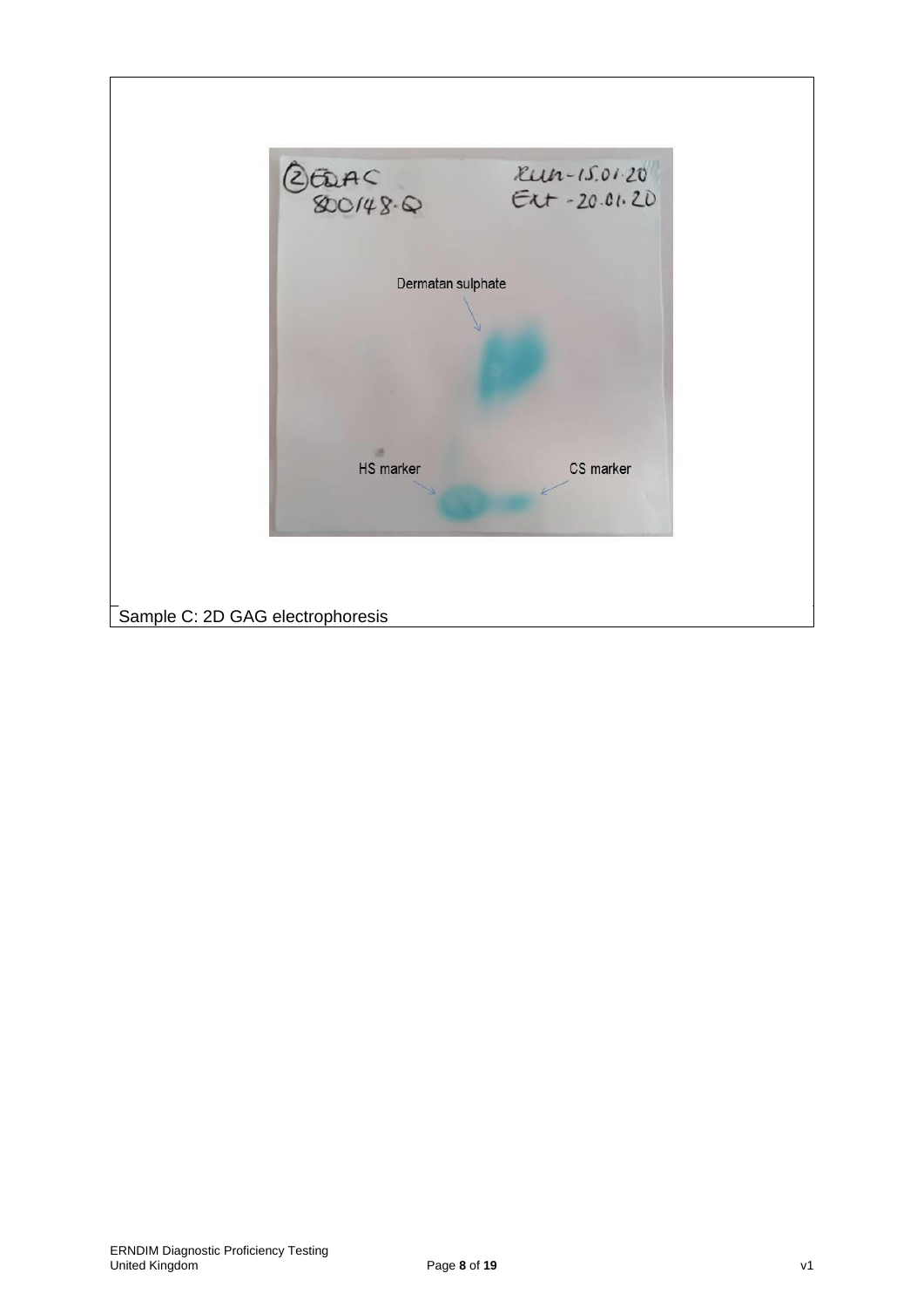Sample C: 2D GAG electrophoresis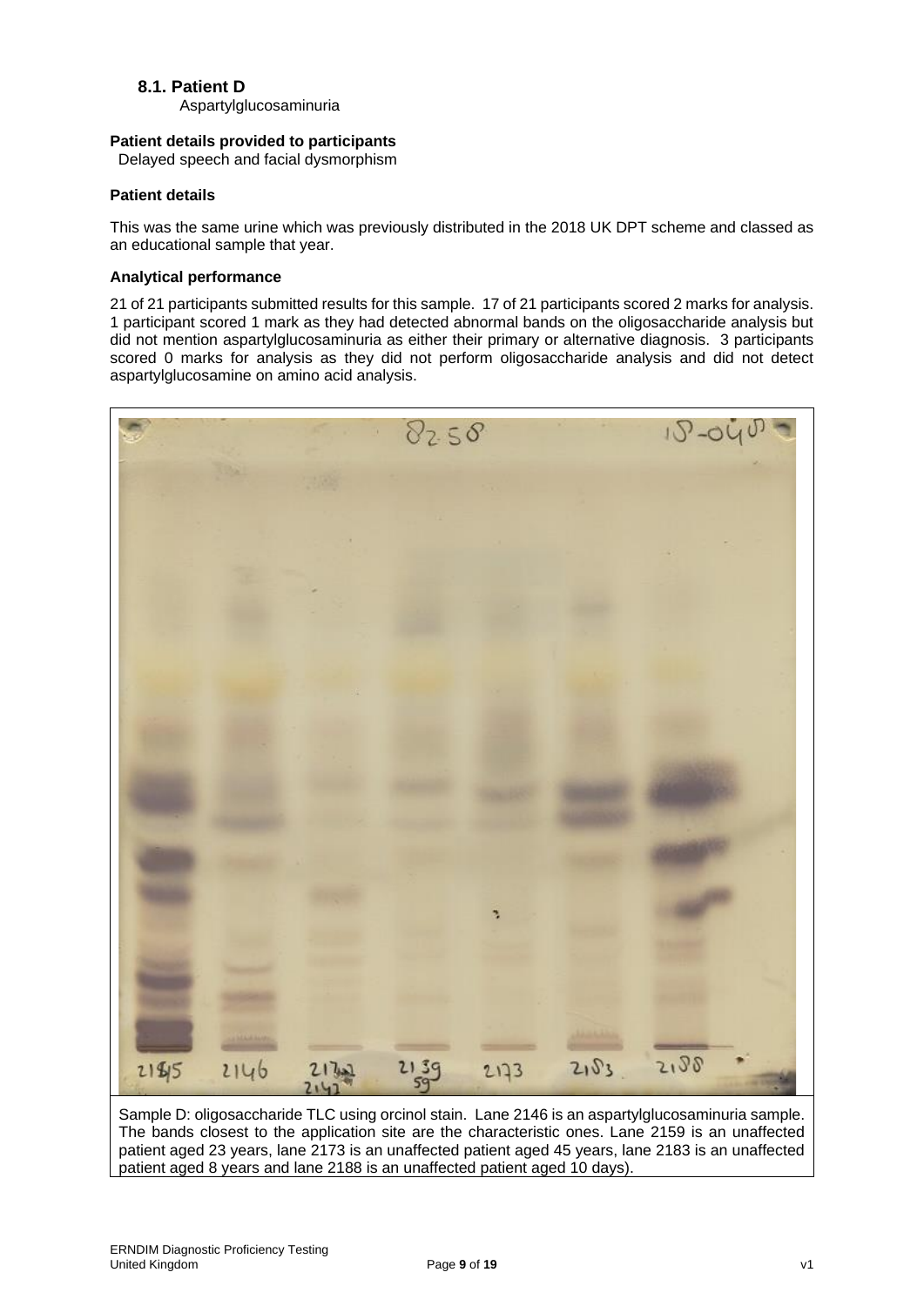### 8.1. Patient D

Aspartylglucosaminuria

**Patient details provided to participants**

Delayed speech and facial dysmorphism

**Patient details**

This was the same urine which was previously distributed in the 2018 UK DPT scheme and classed as an educational sample that year.

**Analytical performance**

21 of 21 participants submitted results for this sample. 17 of 21 participants scored 2 marks for analysis. 1 participant scored 1 mark as they had detected abnormal bands on the oligosaccharide analysis but did not mention aspartylglucosaminuria as either their primary or alternative diagnosis. 3 participants scored 0 marks for analysis as they did not perform oligosaccharide analysis and did not detect aspartylglucosamine on amino acid analysis.

Sample D: oligosaccharide TLC using orcinol stain. Lane 2146 is an aspartylglucosaminuria sample. The bands closest to the application site are the characteristic ones. Lane 2159 is an unaffected patient aged 23 years, lane 2173 is an unaffected patient aged 45 years, lane 2183 is an unaffected patient aged 8 years and lane 2188 is an unaffected patient aged 10 days).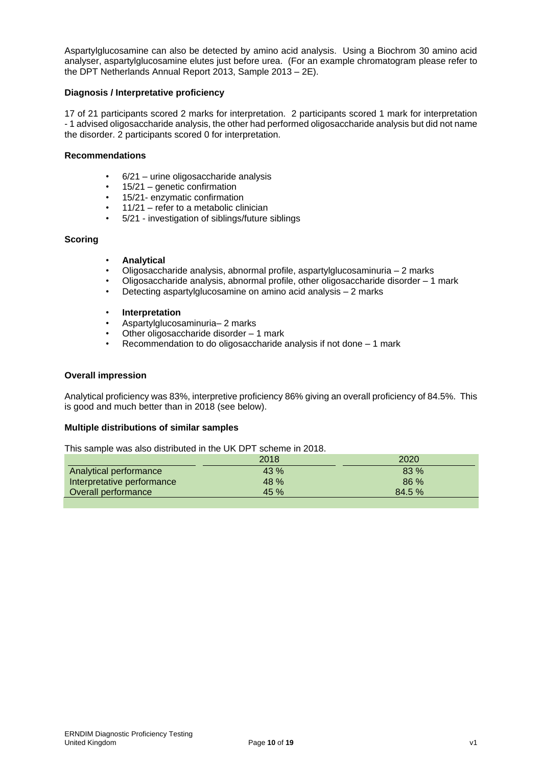Aspartylglucosamine can also be detected by amino acid analysis. Using a Biochrom 30 amino acid analyser, aspartylglucosamine elutes just before urea. (For an example chromatogram please refer to the DPT Netherlands Annual Report 2013, Sample 2013 – 2E).

**Diagnosis / Interpretative proficiency**

17 of 21 participants scored 2 marks for interpretation. 2 participants scored 1 mark for interpretation - 1 advised oligosaccharide analysis, the other had performed oligosaccharide analysis but did not name the disorder. 2 participants scored 0 for interpretation.

**Recommendations**

- 6/21 – urine oligosaccharide analysis
- 15/21 – genetic confirmation
- 15/21- enzymatic confirmation
- 11/21 – refer to a metabolic clinician
- 5/21 - investigation of siblings/future siblings

**Scoring**

- **Analytical**
- Oligosaccharide analysis, abnormal profile, aspartylglucosaminuria – 2 marks
- Oligosaccharide analysis, abnormal profile, other oligosaccharide disorder – 1 mark
- Detecting aspartylglucosamine on amino acid analysis – 2 marks

- **Interpretation**
- Aspartylglucosaminuria– 2 marks
- Other oligosaccharide disorder – 1 mark
- Recommendation to do oligosaccharide analysis if not done – 1 mark

**Overall impression**

Analytical proficiency was 83%, interpretive proficiency 86% giving an overall proficiency of 84.5%. This is good and much better than in 2018 (see below).

**Multiple distributions of similar samples**

This sample was also distributed in the UK DPT scheme in 2018.

| | 2018 | 2020 |
|---|---|---|
| Analytical performance | 43 % | 83 % |
| Interpretative performance | 48 % | 86 % |
| Overall performance | 45 % | 84.5 % |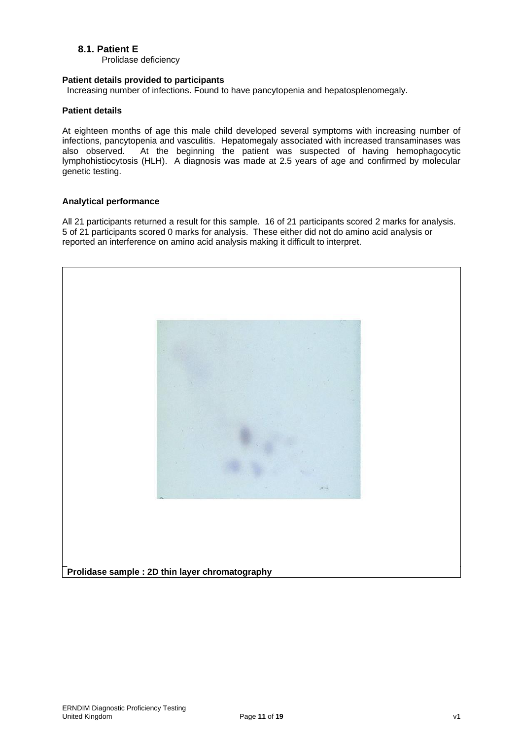### 8.1. Patient E

Prolidase deficiency

**Patient details provided to participants**

Increasing number of infections. Found to have pancytopenia and hepatosplenomegaly.

**Patient details**

At eighteen months of age this male child developed several symptoms with increasing number of infections, pancytopenia and vasculitis. Hepatomegaly associated with increased transaminases was also observed. At the beginning the patient was suspected of having hemophagocytic lymphohistiocytosis (HLH). A diagnosis was made at 2.5 years of age and confirmed by molecular genetic testing.

**Analytical performance**

All 21 participants returned a result for this sample. 16 of 21 participants scored 2 marks for analysis. 5 of 21 participants scored 0 marks for analysis. These either did not do amino acid analysis or reported an interference on amino acid analysis making it difficult to interpret.

**Prolidase sample : 2D thin layer chromatography**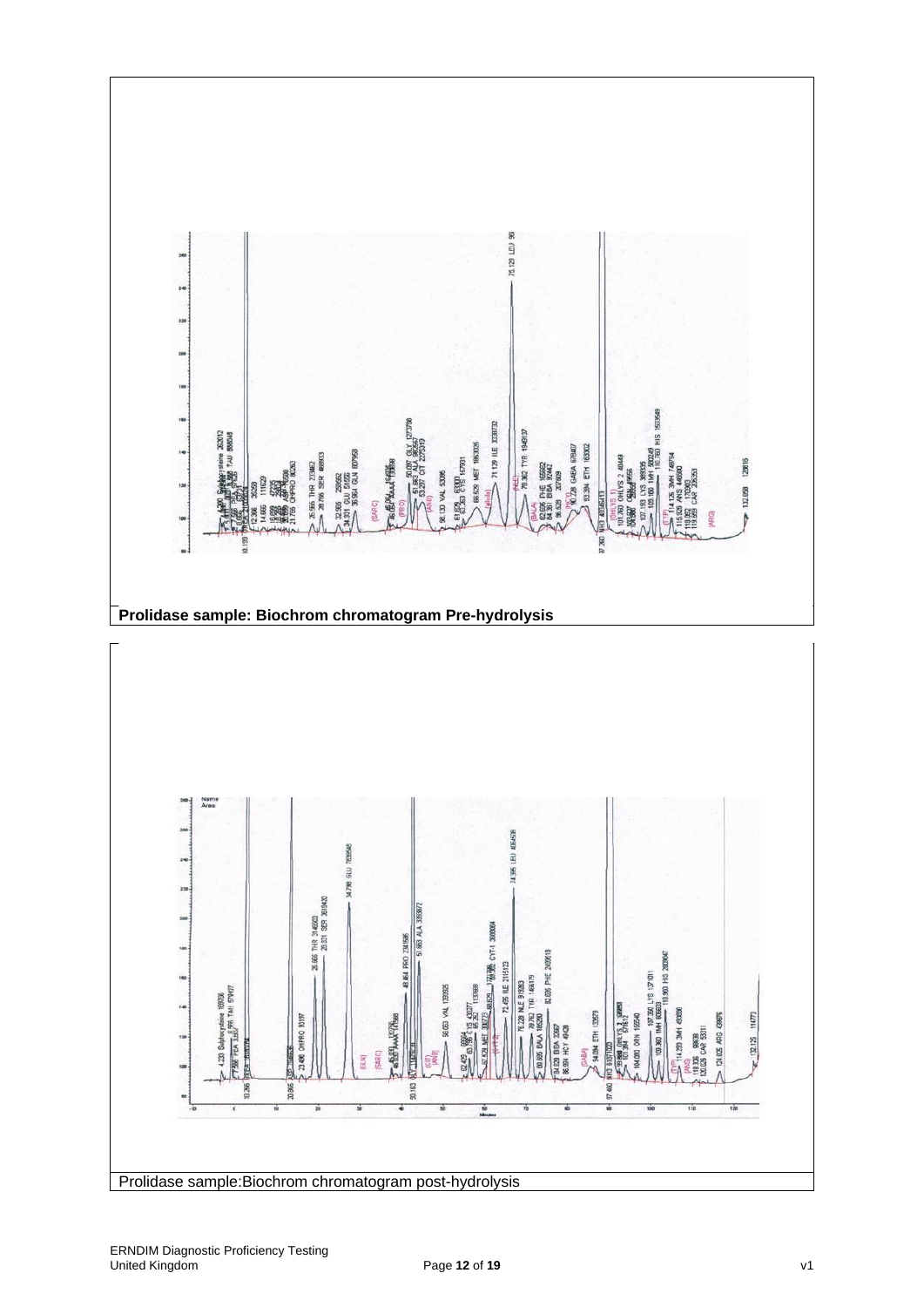**Prolidase sample: Biochrom chromatogram Pre-hydrolysis**

Prolidase sample:Biochrom chromatogram post-hydrolysis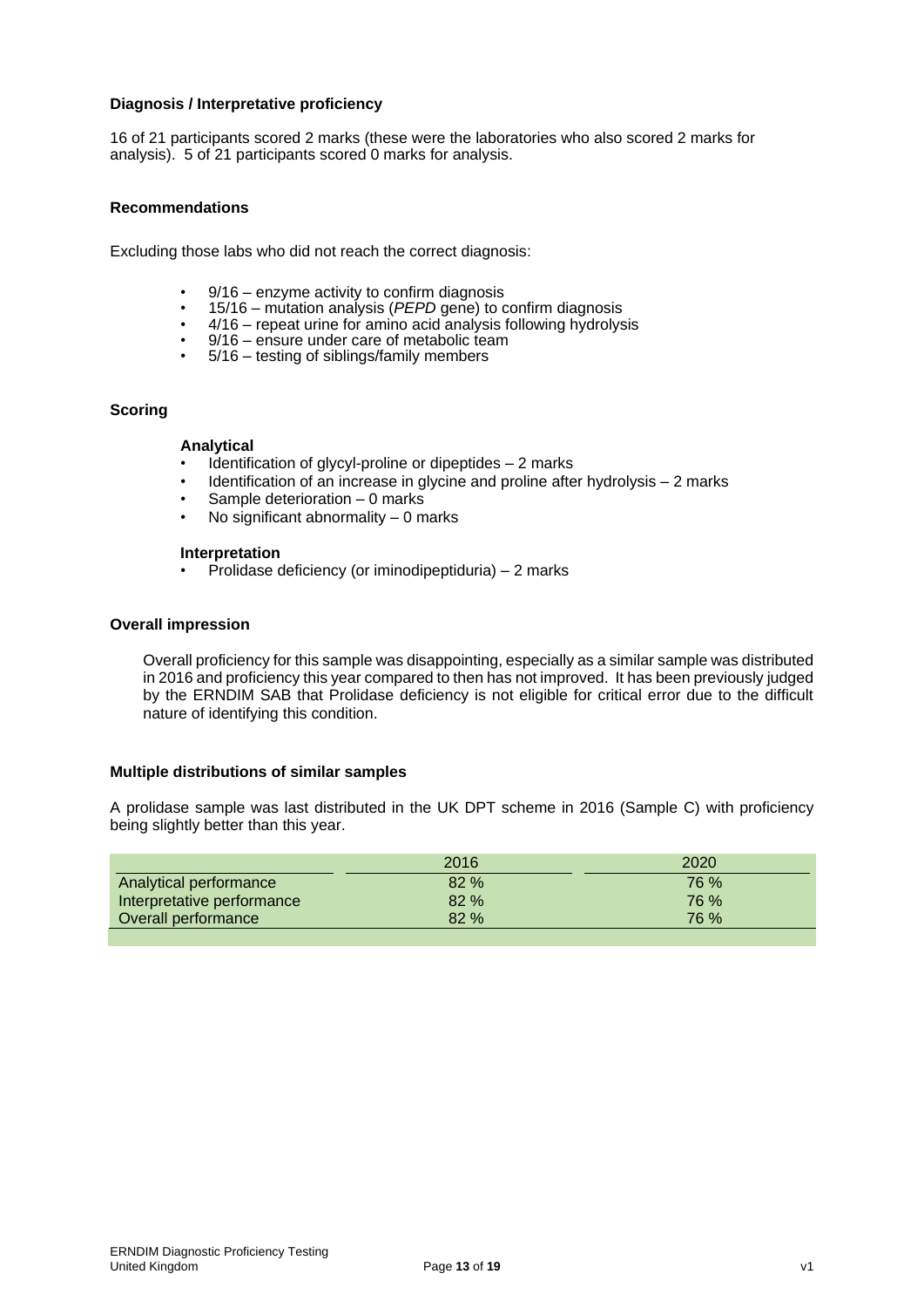**Diagnosis / Interpretative proficiency**

16 of 21 participants scored 2 marks (these were the laboratories who also scored 2 marks for analysis). 5 of 21 participants scored 0 marks for analysis.

**Recommendations**

Excluding those labs who did not reach the correct diagnosis:

- 9/16 – enzyme activity to confirm diagnosis
- 15/16 – mutation analysis (*PEPD* gene) to confirm diagnosis
- 4/16 – repeat urine for amino acid analysis following hydrolysis
- 9/16 – ensure under care of metabolic team
- 5/16 – testing of siblings/family members

**Scoring**

**Analytical**

- Identification of glycyl-proline or dipeptides – 2 marks
- Identification of an increase in glycine and proline after hydrolysis – 2 marks
- Sample deterioration – 0 marks
- No significant abnormality – 0 marks

**Interpretation**

- Prolidase deficiency (or iminodipeptiduria) – 2 marks

**Overall impression**

Overall proficiency for this sample was disappointing, especially as a similar sample was distributed in 2016 and proficiency this year compared to then has not improved. It has been previously judged by the ERNDIM SAB that Prolidase deficiency is not eligible for critical error due to the difficult nature of identifying this condition.

**Multiple distributions of similar samples**

A prolidase sample was last distributed in the UK DPT scheme in 2016 (Sample C) with proficiency being slightly better than this year.

| | 2016 | 2020 |
|---|---|---|
| Analytical performance | 82 % | 76 % |
| Interpretative performance | 82 % | 76 % |
| Overall performance | 82 % | 76 % |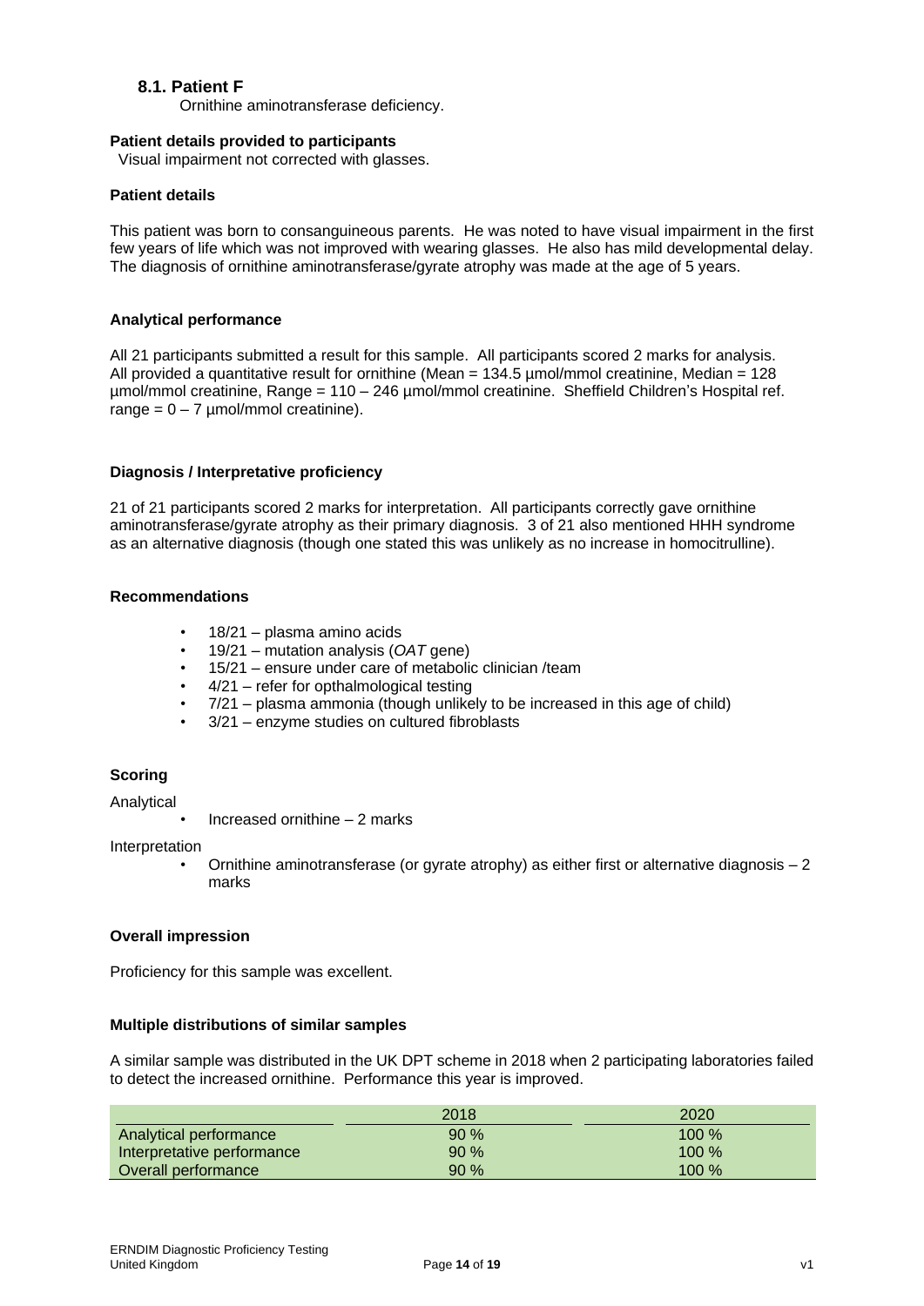### 8.1. Patient F

Ornithine aminotransferase deficiency.

**Patient details provided to participants**

Visual impairment not corrected with glasses.

**Patient details**

This patient was born to consanguineous parents. He was noted to have visual impairment in the first few years of life which was not improved with wearing glasses. He also has mild developmental delay. The diagnosis of ornithine aminotransferase/gyrate atrophy was made at the age of 5 years.

**Analytical performance**

All 21 participants submitted a result for this sample. All participants scored 2 marks for analysis. All provided a quantitative result for ornithine (Mean = 134.5 µmol/mmol creatinine, Median = 128 µmol/mmol creatinine, Range = 110 – 246 µmol/mmol creatinine. Sheffield Children's Hospital ref. range = 0 – 7 µmol/mmol creatinine).

**Diagnosis / Interpretative proficiency**

21 of 21 participants scored 2 marks for interpretation. All participants correctly gave ornithine aminotransferase/gyrate atrophy as their primary diagnosis. 3 of 21 also mentioned HHH syndrome as an alternative diagnosis (though one stated this was unlikely as no increase in homocitrulline).

**Recommendations**

- 18/21 – plasma amino acids
- 19/21 – mutation analysis (*OAT* gene)
- 15/21 – ensure under care of metabolic clinician /team
- 4/21 – refer for opthalmological testing
- 7/21 – plasma ammonia (though unlikely to be increased in this age of child)
- 3/21 – enzyme studies on cultured fibroblasts

**Scoring**

Analytical

- Increased ornithine – 2 marks

Interpretation

- Ornithine aminotransferase (or gyrate atrophy) as either first or alternative diagnosis – 2 marks

**Overall impression**

Proficiency for this sample was excellent.

**Multiple distributions of similar samples**

A similar sample was distributed in the UK DPT scheme in 2018 when 2 participating laboratories failed to detect the increased ornithine. Performance this year is improved.

| | 2018 | 2020 |
|---|---|---|
| Analytical performance | 90 % | 100 % |
| Interpretative performance | 90 % | 100 % |
| Overall performance | 90 % | 100 % |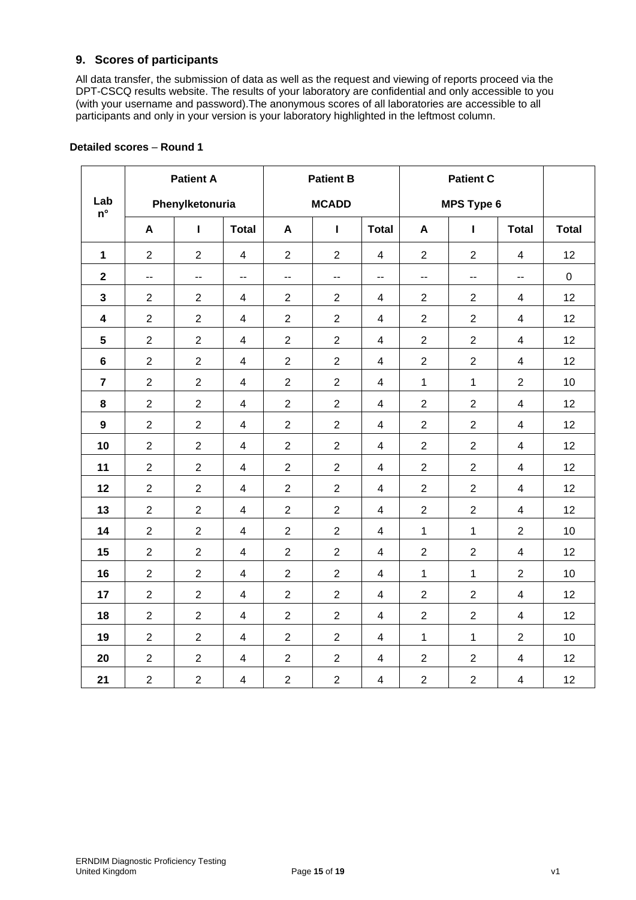## 9. Scores of participants

All data transfer, the submission of data as well as the request and viewing of reports proceed via the DPT-CSCQ results website. The results of your laboratory are confidential and only accessible to you (with your username and password).The anonymous scores of all laboratories are accessible to all participants and only in your version is your laboratory highlighted in the leftmost column.

**Detailed scores – Round 1**

| Lab n° | Patient A Phenylketonuria | | | Patient B MCADD | | | Patient C MPS Type 6 | | | |
|---|---|---|---|---|---|---|---|---|---|---|
| | A | I | Total | A | I | Total | A | I | Total | Total |
| 1 | 2 | 2 | 4 | 2 | 2 | 4 | 2 | 2 | 4 | 12 |
| 2 | -- | -- | -- | -- | -- | -- | -- | -- | -- | 0 |
| 3 | 2 | 2 | 4 | 2 | 2 | 4 | 2 | 2 | 4 | 12 |
| 4 | 2 | 2 | 4 | 2 | 2 | 4 | 2 | 2 | 4 | 12 |
| 5 | 2 | 2 | 4 | 2 | 2 | 4 | 2 | 2 | 4 | 12 |
| 6 | 2 | 2 | 4 | 2 | 2 | 4 | 2 | 2 | 4 | 12 |
| 7 | 2 | 2 | 4 | 2 | 2 | 4 | 1 | 1 | 2 | 10 |
| 8 | 2 | 2 | 4 | 2 | 2 | 4 | 2 | 2 | 4 | 12 |
| 9 | 2 | 2 | 4 | 2 | 2 | 4 | 2 | 2 | 4 | 12 |
| 10 | 2 | 2 | 4 | 2 | 2 | 4 | 2 | 2 | 4 | 12 |
| 11 | 2 | 2 | 4 | 2 | 2 | 4 | 2 | 2 | 4 | 12 |
| 12 | 2 | 2 | 4 | 2 | 2 | 4 | 2 | 2 | 4 | 12 |
| 13 | 2 | 2 | 4 | 2 | 2 | 4 | 2 | 2 | 4 | 12 |
| 14 | 2 | 2 | 4 | 2 | 2 | 4 | 1 | 1 | 2 | 10 |
| 15 | 2 | 2 | 4 | 2 | 2 | 4 | 2 | 2 | 4 | 12 |
| 16 | 2 | 2 | 4 | 2 | 2 | 4 | 1 | 1 | 2 | 10 |
| 17 | 2 | 2 | 4 | 2 | 2 | 4 | 2 | 2 | 4 | 12 |
| 18 | 2 | 2 | 4 | 2 | 2 | 4 | 2 | 2 | 4 | 12 |
| 19 | 2 | 2 | 4 | 2 | 2 | 4 | 1 | 1 | 2 | 10 |
| 20 | 2 | 2 | 4 | 2 | 2 | 4 | 2 | 2 | 4 | 12 |
| 21 | 2 | 2 | 4 | 2 | 2 | 4 | 2 | 2 | 4 | 12 |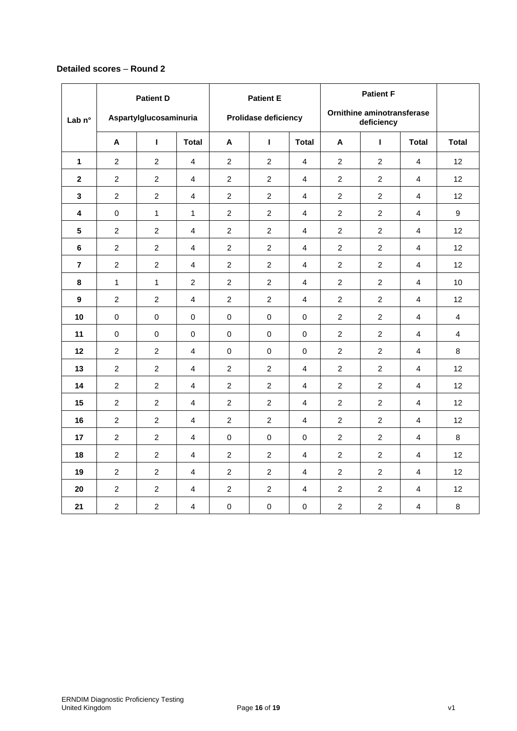**Detailed scores – Round 2**

| Lab n° | Patient D Aspartylglucosaminuria | | | Patient E Prolidase deficiency | | | Patient F Ornithine aminotransferase deficiency | | | |
|---|---|---|---|---|---|---|---|---|---|---|
| | A | I | Total | A | I | Total | A | I | Total | Total |
| 1 | 2 | 2 | 4 | 2 | 2 | 4 | 2 | 2 | 4 | 12 |
| 2 | 2 | 2 | 4 | 2 | 2 | 4 | 2 | 2 | 4 | 12 |
| 3 | 2 | 2 | 4 | 2 | 2 | 4 | 2 | 2 | 4 | 12 |
| 4 | 0 | 1 | 1 | 2 | 2 | 4 | 2 | 2 | 4 | 9 |
| 5 | 2 | 2 | 4 | 2 | 2 | 4 | 2 | 2 | 4 | 12 |
| 6 | 2 | 2 | 4 | 2 | 2 | 4 | 2 | 2 | 4 | 12 |
| 7 | 2 | 2 | 4 | 2 | 2 | 4 | 2 | 2 | 4 | 12 |
| 8 | 1 | 1 | 2 | 2 | 2 | 4 | 2 | 2 | 4 | 10 |
| 9 | 2 | 2 | 4 | 2 | 2 | 4 | 2 | 2 | 4 | 12 |
| 10 | 0 | 0 | 0 | 0 | 0 | 0 | 2 | 2 | 4 | 4 |
| 11 | 0 | 0 | 0 | 0 | 0 | 0 | 2 | 2 | 4 | 4 |
| 12 | 2 | 2 | 4 | 0 | 0 | 0 | 2 | 2 | 4 | 8 |
| 13 | 2 | 2 | 4 | 2 | 2 | 4 | 2 | 2 | 4 | 12 |
| 14 | 2 | 2 | 4 | 2 | 2 | 4 | 2 | 2 | 4 | 12 |
| 15 | 2 | 2 | 4 | 2 | 2 | 4 | 2 | 2 | 4 | 12 |
| 16 | 2 | 2 | 4 | 2 | 2 | 4 | 2 | 2 | 4 | 12 |
| 17 | 2 | 2 | 4 | 0 | 0 | 0 | 2 | 2 | 4 | 8 |
| 18 | 2 | 2 | 4 | 2 | 2 | 4 | 2 | 2 | 4 | 12 |
| 19 | 2 | 2 | 4 | 2 | 2 | 4 | 2 | 2 | 4 | 12 |
| 20 | 2 | 2 | 4 | 2 | 2 | 4 | 2 | 2 | 4 | 12 |
| 21 | 2 | 2 | 4 | 0 | 0 | 0 | 2 | 2 | 4 | 8 |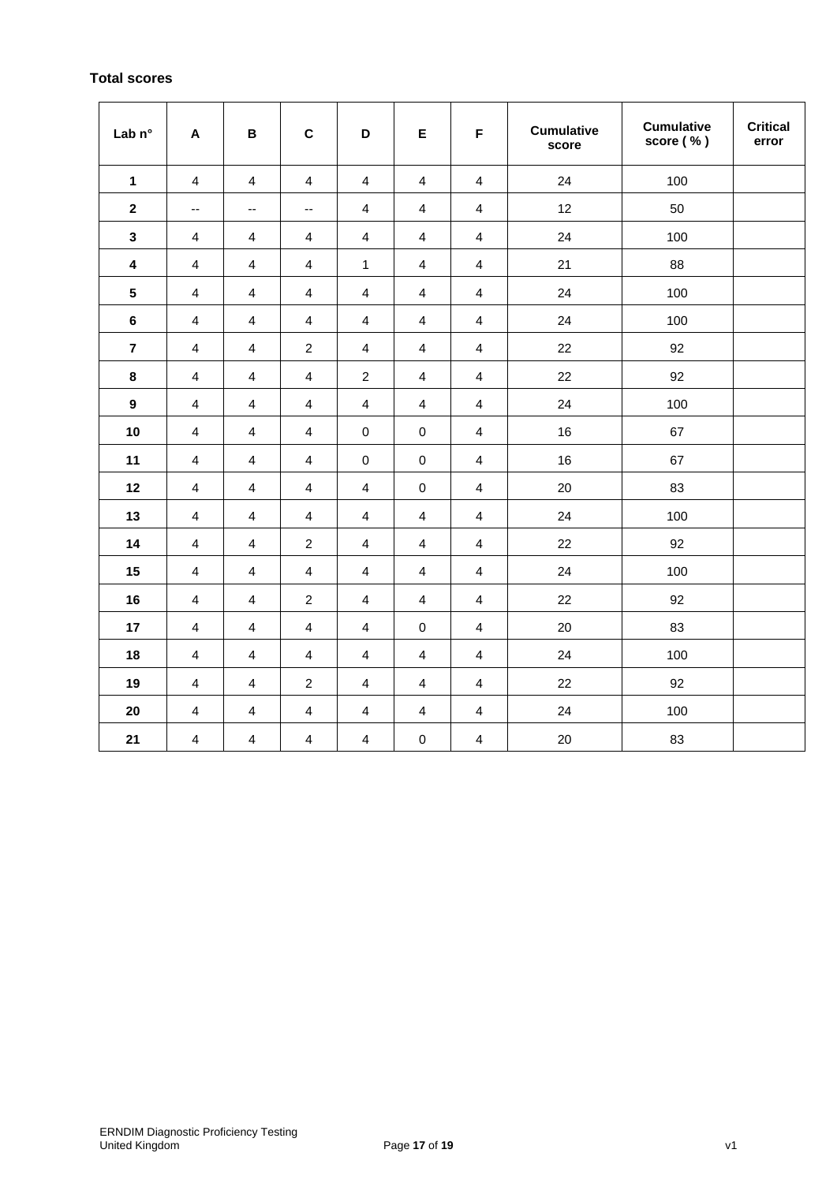**Total scores**

| Lab n° | A | B | C | D | E | F | Cumulative score | Cumulative score ( % ) | Critical error |
|---|---|---|---|---|---|---|---|---|---|
| **1** | 4 | 4 | 4 | 4 | 4 | 4 | 24 | 100 | |
| **2** | -- | -- | -- | 4 | 4 | 4 | 12 | 50 | |
| **3** | 4 | 4 | 4 | 4 | 4 | 4 | 24 | 100 | |
| **4** | 4 | 4 | 4 | 1 | 4 | 4 | 21 | 88 | |
| **5** | 4 | 4 | 4 | 4 | 4 | 4 | 24 | 100 | |
| **6** | 4 | 4 | 4 | 4 | 4 | 4 | 24 | 100 | |
| **7** | 4 | 4 | 2 | 4 | 4 | 4 | 22 | 92 | |
| **8** | 4 | 4 | 4 | 2 | 4 | 4 | 22 | 92 | |
| **9** | 4 | 4 | 4 | 4 | 4 | 4 | 24 | 100 | |
| **10** | 4 | 4 | 4 | 0 | 0 | 4 | 16 | 67 | |
| **11** | 4 | 4 | 4 | 0 | 0 | 4 | 16 | 67 | |
| **12** | 4 | 4 | 4 | 4 | 0 | 4 | 20 | 83 | |
| **13** | 4 | 4 | 4 | 4 | 4 | 4 | 24 | 100 | |
| **14** | 4 | 4 | 2 | 4 | 4 | 4 | 22 | 92 | |
| **15** | 4 | 4 | 4 | 4 | 4 | 4 | 24 | 100 | |
| **16** | 4 | 4 | 2 | 4 | 4 | 4 | 22 | 92 | |
| **17** | 4 | 4 | 4 | 4 | 0 | 4 | 20 | 83 | |
| **18** | 4 | 4 | 4 | 4 | 4 | 4 | 24 | 100 | |
| **19** | 4 | 4 | 2 | 4 | 4 | 4 | 22 | 92 | |
| **20** | 4 | 4 | 4 | 4 | 4 | 4 | 24 | 100 | |
| **21** | 4 | 4 | 4 | 4 | 0 | 4 | 20 | 83 | |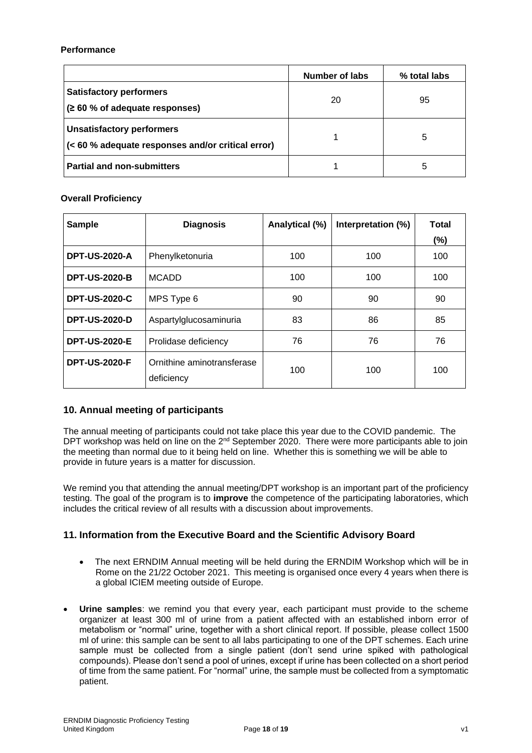**Performance**

| | Number of labs | % total labs |
|---|---|---|
| **Satisfactory performers** **(≥ 60 % of adequate responses)** | 20 | 95 |
| **Unsatisfactory performers** **(< 60 % adequate responses and/or critical error)** | 1 | 5 |
| **Partial and non-submitters** | 1 | 5 |

**Overall Proficiency**

| Sample | Diagnosis | Analytical (%) | Interpretation (%) | Total (%) |
|---|---|---|---|---|
| **DPT-US-2020-A** | Phenylketonuria | 100 | 100 | 100 |
| **DPT-US-2020-B** | MCADD | 100 | 100 | 100 |
| **DPT-US-2020-C** | MPS Type 6 | 90 | 90 | 90 |
| **DPT-US-2020-D** | Aspartylglucosaminuria | 83 | 86 | 85 |
| **DPT-US-2020-E** | Prolidase deficiency | 76 | 76 | 76 |
| **DPT-US-2020-F** | Ornithine aminotransferase deficiency | 100 | 100 | 100 |

## 10. Annual meeting of participants

The annual meeting of participants could not take place this year due to the COVID pandemic. The DPT workshop was held on line on the 2nd September 2020. There were more participants able to join the meeting than normal due to it being held on line. Whether this is something we will be able to provide in future years is a matter for discussion.

We remind you that attending the annual meeting/DPT workshop is an important part of the proficiency testing. The goal of the program is to **improve** the competence of the participating laboratories, which includes the critical review of all results with a discussion about improvements.

## 11. Information from the Executive Board and the Scientific Advisory Board

- The next ERNDIM Annual meeting will be held during the ERNDIM Workshop which will be in Rome on the 21/22 October 2021. This meeting is organised once every 4 years when there is a global ICIEM meeting outside of Europe.
- **Urine samples**: we remind you that every year, each participant must provide to the scheme organizer at least 300 ml of urine from a patient affected with an established inborn error of metabolism or "normal" urine, together with a short clinical report. If possible, please collect 1500 ml of urine: this sample can be sent to all labs participating to one of the DPT schemes. Each urine sample must be collected from a single patient (don't send urine spiked with pathological compounds). Please don't send a pool of urines, except if urine has been collected on a short period of time from the same patient. For "normal" urine, the sample must be collected from a symptomatic patient.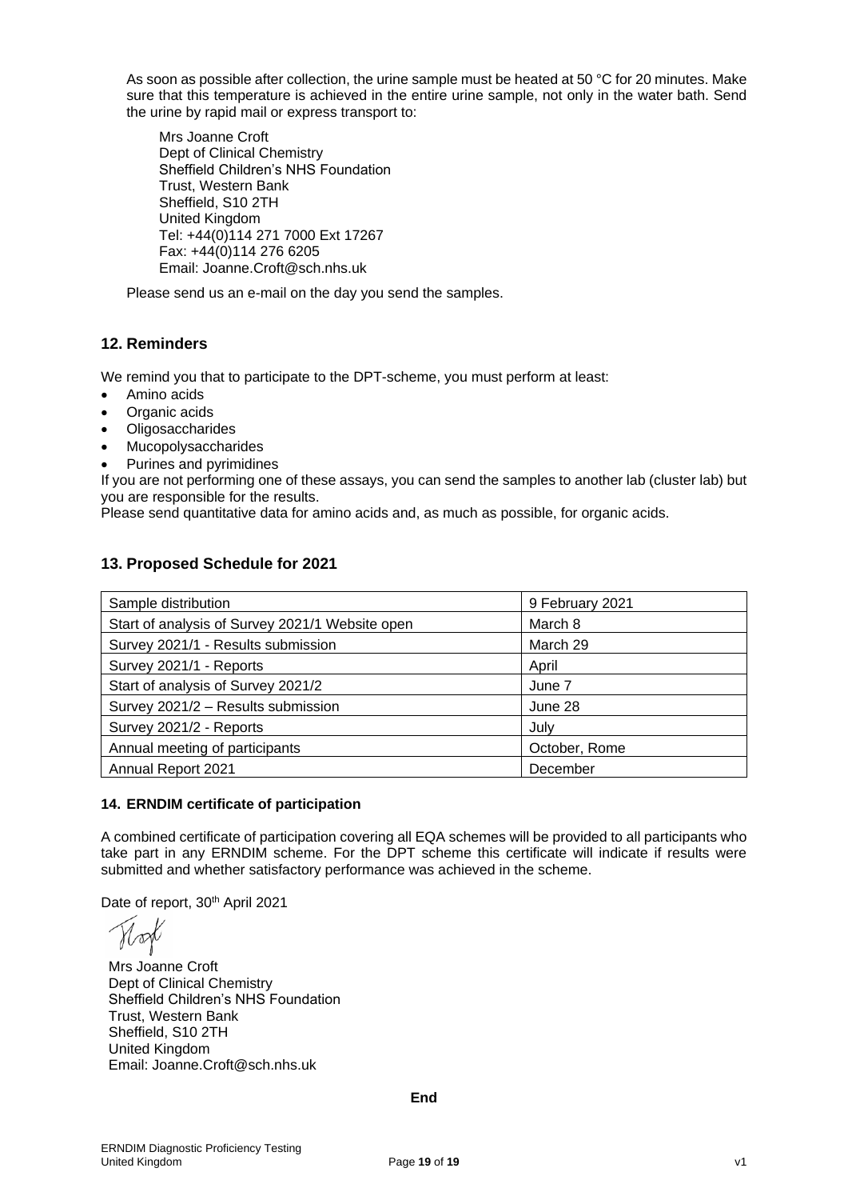As soon as possible after collection, the urine sample must be heated at 50 °C for 20 minutes. Make sure that this temperature is achieved in the entire urine sample, not only in the water bath. Send the urine by rapid mail or express transport to:

Mrs Joanne Croft
Dept of Clinical Chemistry
Sheffield Children's NHS Foundation
Trust, Western Bank
Sheffield, S10 2TH
United Kingdom
Tel: +44(0)114 271 7000 Ext 17267
Fax: +44(0)114 276 6205
Email: Joanne.Croft@sch.nhs.uk

Please send us an e-mail on the day you send the samples.

## 12. Reminders

We remind you that to participate to the DPT-scheme, you must perform at least:

- Amino acids
- Organic acids
- Oligosaccharides
- Mucopolysaccharides
- Purines and pyrimidines

If you are not performing one of these assays, you can send the samples to another lab (cluster lab) but you are responsible for the results.
Please send quantitative data for amino acids and, as much as possible, for organic acids.

## 13. Proposed Schedule for 2021

| | |
|---|---|
| Sample distribution | 9 February 2021 |
| Start of analysis of Survey 2021/1 Website open | March 8 |
| Survey 2021/1 - Results submission | March 29 |
| Survey 2021/1 - Reports | April |
| Start of analysis of Survey 2021/2 | June 7 |
| Survey 2021/2 – Results submission | June 28 |
| Survey 2021/2 - Reports | July |
| Annual meeting of participants | October, Rome |
| Annual Report 2021 | December |

### 14. ERNDIM certificate of participation

A combined certificate of participation covering all EQA schemes will be provided to all participants who take part in any ERNDIM scheme. For the DPT scheme this certificate will indicate if results were submitted and whether satisfactory performance was achieved in the scheme.

Date of report, 30th April 2021

Mrs Joanne Croft
Dept of Clinical Chemistry
Sheffield Children's NHS Foundation
Trust, Western Bank
Sheffield, S10 2TH
United Kingdom
Email: Joanne.Croft@sch.nhs.uk

**End**